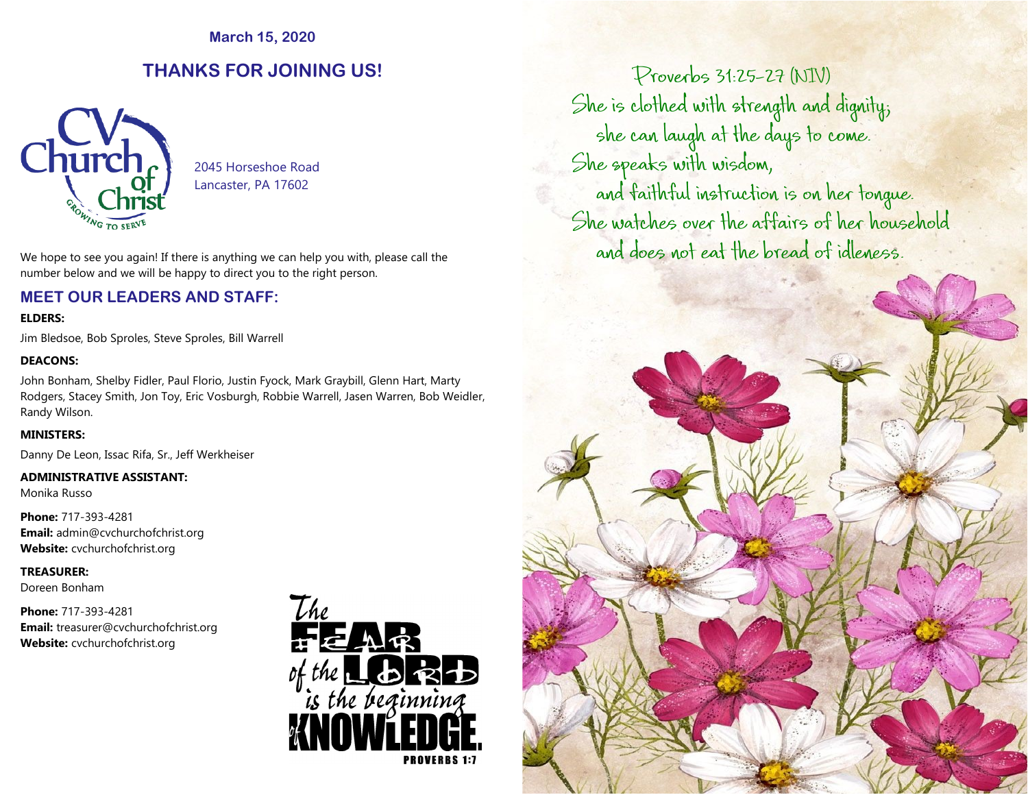**March 15, 2020**

# THANKS FOR JOINING US!

CV Church of Christ
GROWING TO SERVE

2045 Horseshoe Road
Lancaster, PA 17602

We hope to see you again! If there is anything we can help you with, please call the number below and we will be happy to direct you to the right person.

## MEET OUR LEADERS AND STAFF:

**ELDERS:**

Jim Bledsoe, Bob Sproles, Steve Sproles, Bill Warrell

**DEACONS:**

John Bonham, Shelby Fidler, Paul Florio, Justin Fyock, Mark Graybill, Glenn Hart, Marty Rodgers, Stacey Smith, Jon Toy, Eric Vosburgh, Robbie Warrell, Jasen Warren, Bob Weidler, Randy Wilson.

**MINISTERS:**

Danny De Leon, Issac Rifa, Sr., Jeff Werkheiser

**ADMINISTRATIVE ASSISTANT:**
Monika Russo

**Phone:** 717-393-4281
**Email:** admin@cvchurchofchrist.org
**Website:** cvchurchofchrist.org

**TREASURER:**
Doreen Bonham

**Phone:** 717-393-4281
**Email:** treasurer@cvchurchofchrist.org
**Website:** cvchurchofchrist.org

*The* **FEAR** *of the* **LORD** *is the beginning of* **KNOWLEDGE.**
**PROVERBS 1:7**

Proverbs 31:25-27 (NIV)
She is clothed with strength and dignity;
she can laugh at the days to come.
She speaks with wisdom,
and faithful instruction is on her tongue.
She watches over the affairs of her household
and does not eat the bread of idleness.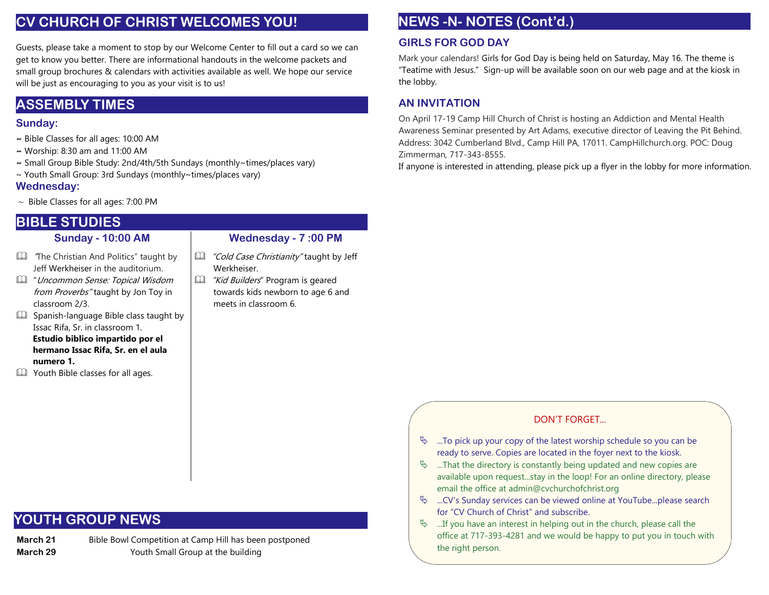# CV CHURCH OF CHRIST WELCOMES YOU!

Guests, please take a moment to stop by our Welcome Center to fill out a card so we can get to know you better. There are informational handouts in the welcome packets and small group brochures & calendars with activities available as well. We hope our service will be just as encouraging to you as your visit is to us!

# ASSEMBLY TIMES

### Sunday:

~ Bible Classes for all ages: 10:00 AM
~ Worship: 8:30 am and 11:00 AM
~ Small Group Bible Study: 2nd/4th/5th Sundays (monthly~times/places vary)
~ Youth Small Group: 3rd Sundays (monthly~times/places vary)

### Wednesday:

~ Bible Classes for all ages: 7:00 PM

# BIBLE STUDIES

### Sunday - 10:00 AM

- "The Christian And Politics" taught by Jeff Werkheiser in the auditorium.
- "*Uncommon Sense: Topical Wisdom from Proverbs"* taught by Jon Toy in classroom 2/3.
- Spanish-language Bible class taught by Issac Rifa, Sr. in classroom 1. **Estudio biblico impartido por el hermano Issac Rifa, Sr. en el aula numero 1.**
- Youth Bible classes for all ages.

### Wednesday - 7 :00 PM

- *"Cold Case Christianity"* taught by Jeff Werkheiser.
- *"Kid Builders*" Program is geared towards kids newborn to age 6 and meets in classroom 6.

# YOUTH GROUP NEWS

| | |
|---|---|
| **March 21** | Bible Bowl Competition at Camp Hill has been postponed |
| **March 29** | Youth Small Group at the building |

# NEWS -N- NOTES (Cont'd.)

### GIRLS FOR GOD DAY

Mark your calendars! Girls for God Day is being held on Saturday, May 16. The theme is "Teatime with Jesus." Sign-up will be available soon on our web page and at the kiosk in the lobby.

### AN INVITATION

On April 17-19 Camp Hill Church of Christ is hosting an Addiction and Mental Health Awareness Seminar presented by Art Adams, executive director of Leaving the Pit Behind. Address: 3042 Cumberland Blvd., Camp Hill PA, 17011. CampHillchurch.org. POC: Doug Zimmerman, 717-343-8555.
If anyone is interested in attending, please pick up a flyer in the lobby for more information.

DON'T FORGET...

- ...To pick up your copy of the latest worship schedule so you can be ready to serve. Copies are located in the foyer next to the kiosk.
- ...That the directory is constantly being updated and new copies are available upon request...stay in the loop! For an online directory, please email the office at admin@cvchurchofchrist.org
- ...CV's Sunday services can be viewed online at YouTube...please search for "CV Church of Christ" and subscribe.
- ...If you have an interest in helping out in the church, please call the office at 717-393-4281 and we would be happy to put you in touch with the right person.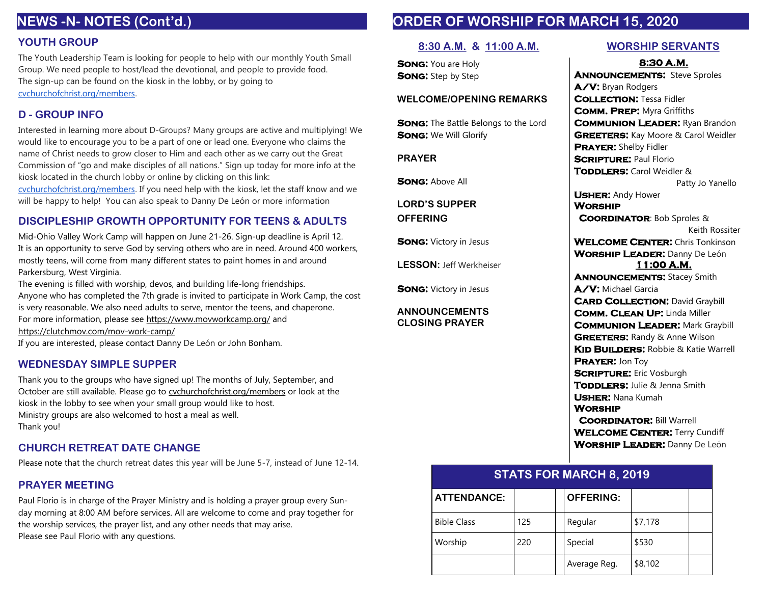## NEWS -N- NOTES (Cont'd.)

### YOUTH GROUP

The Youth Leadership Team is looking for people to help with our monthly Youth Small Group. We need people to host/lead the devotional, and people to provide food. The sign-up can be found on the kiosk in the lobby, or by going to cvchurchofchrist.org/members.

### D - GROUP INFO

Interested in learning more about D-Groups? Many groups are active and multiplying! We would like to encourage you to be a part of one or lead one. Everyone who claims the name of Christ needs to grow closer to Him and each other as we carry out the Great Commission of "go and make disciples of all nations." Sign up today for more info at the kiosk located in the church lobby or online by clicking on this link: cvchurchofchrist.org/members. If you need help with the kiosk, let the staff know and we will be happy to help! You can also speak to Danny De León or more information

### DISCIPLESHIP GROWTH OPPORTUNITY FOR TEENS & ADULTS

Mid-Ohio Valley Work Camp will happen on June 21-26. Sign-up deadline is April 12. It is an opportunity to serve God by serving others who are in need. Around 400 workers, mostly teens, will come from many different states to paint homes in and around Parkersburg, West Virginia.
The evening is filled with worship, devos, and building life-long friendships.
Anyone who has completed the 7th grade is invited to participate in Work Camp, the cost is very reasonable. We also need adults to serve, mentor the teens, and chaperone.
For more information, please see https://www.movworkcamp.org/ and https://clutchmov.com/mov-work-camp/
If you are interested, please contact Danny De León or John Bonham.

### WEDNESDAY SIMPLE SUPPER

Thank you to the groups who have signed up! The months of July, September, and October are still available. Please go to cvchurchofchrist.org/members or look at the kiosk in the lobby to see when your small group would like to host.
Ministry groups are also welcomed to host a meal as well.
Thank you!

### CHURCH RETREAT DATE CHANGE

Please note that the church retreat dates this year will be June 5-7, instead of June 12-14.

### PRAYER MEETING

Paul Florio is in charge of the Prayer Ministry and is holding a prayer group every Sunday morning at 8:00 AM before services. All are welcome to come and pray together for the worship services, the prayer list, and any other needs that may arise.
Please see Paul Florio with any questions.

## ORDER OF WORSHIP FOR MARCH 15, 2020

### 8:30 A.M. & 11:00 A.M.

**Song:** You are Holy
**Song:** Step by Step

**WELCOME/OPENING REMARKS**

**Song:** The Battle Belongs to the Lord
**Song:** We Will Glorify

**PRAYER**

**Song:** Above All

**LORD'S SUPPER**
**OFFERING**

**Song:** Victory in Jesus

**LESSON:** Jeff Werkheiser

**Song:** Victory in Jesus

**ANNOUNCEMENTS**
**CLOSING PRAYER**

### WORSHIP SERVANTS

**8:30 A.M.**

**Announcements:** Steve Sproles
**A/V:** Bryan Rodgers
**Collection:** Tessa Fidler
**Comm. Prep:** Myra Griffiths
**Communion Leader:** Ryan Brandon
**Greeters:** Kay Moore & Carol Weidler
**Prayer:** Shelby Fidler
**Scripture:** Paul Florio
**Toddlers:** Carol Weidler & Patty Jo Yanello
**Usher:** Andy Hower
**Worship Coordinator**: Bob Sproles & Keith Rossiter
**Welcome Center:** Chris Tonkinson
**Worship Leader:** Danny De León

**11:00 A.M.**

**Announcements:** Stacey Smith
**A/V:** Michael Garcia
**Card Collection:** David Graybill
**Comm. Clean Up:** Linda Miller
**Communion Leader:** Mark Graybill
**Greeters:** Randy & Anne Wilson
**Kid Builders:** Robbie & Katie Warrell
**Prayer:** Jon Toy
**Scripture:** Eric Vosburgh
**Toddlers:** Julie & Jenna Smith
**Usher:** Nana Kumah
**Worship Coordinator:** Bill Warrell
**Welcome Center:** Terry Cundiff
**Worship Leader:** Danny De León

### STATS FOR MARCH 8, 2019

| ATTENDANCE: | | | OFFERING: | | |
|---|---|---|---|---|---|
| Bible Class | 125 | | Regular | $7,178 | |
| Worship | 220 | | Special | $530 | |
| | | | Average Reg. | $8,102 | |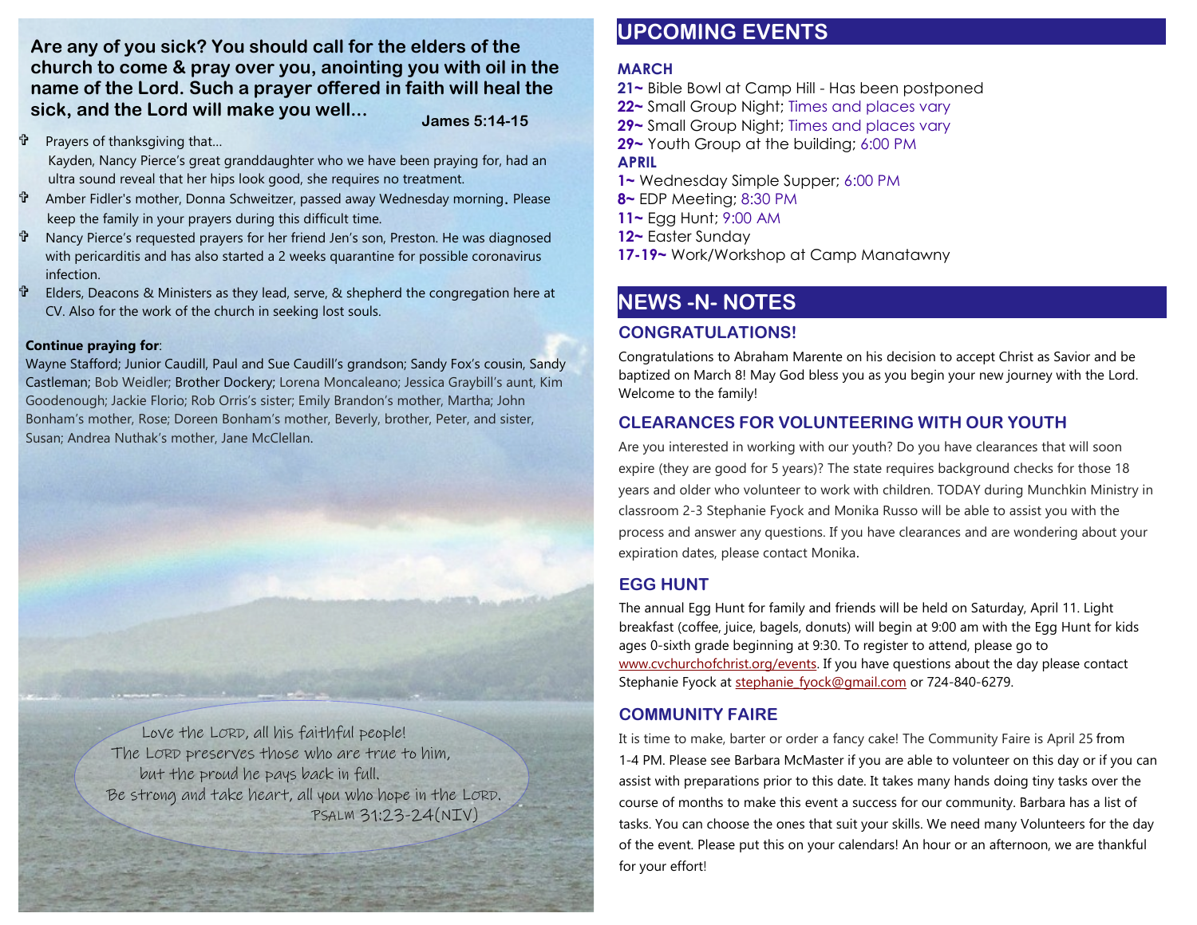**Are any of you sick? You should call for the elders of the church to come & pray over you, anointing you with oil in the name of the Lord. Such a prayer offered in faith will heal the sick, and the Lord will make you well...**

**James 5:14-15**

- Prayers of thanksgiving that...
  Kayden, Nancy Pierce's great granddaughter who we have been praying for, had an ultra sound reveal that her hips look good, she requires no treatment.
- Amber Fidler's mother, Donna Schweitzer, passed away Wednesday morning. Please keep the family in your prayers during this difficult time.
- Nancy Pierce's requested prayers for her friend Jen's son, Preston. He was diagnosed with pericarditis and has also started a 2 weeks quarantine for possible coronavirus infection.
- Elders, Deacons & Ministers as they lead, serve, & shepherd the congregation here at CV. Also for the work of the church in seeking lost souls.

**Continue praying for**:
Wayne Stafford; Junior Caudill, Paul and Sue Caudill's grandson; Sandy Fox's cousin, Sandy Castleman; Bob Weidler; Brother Dockery; Lorena Moncaleano; Jessica Graybill's aunt, Kim Goodenough; Jackie Florio; Rob Orris's sister; Emily Brandon's mother, Martha; John Bonham's mother, Rose; Doreen Bonham's mother, Beverly, brother, Peter, and sister, Susan; Andrea Nuthak's mother, Jane McClellan.

Love the LORD, all his faithful people!
The LORD preserves those who are true to him,
but the proud he pays back in full.
Be strong and take heart, all you who hope in the LORD.
PSALM 31:23-24(NIV)

## UPCOMING EVENTS

**MARCH**

**21~** Bible Bowl at Camp Hill - Has been postponed
**22~** Small Group Night; Times and places vary
**29~** Small Group Night; Times and places vary
**29~** Youth Group at the building; 6:00 PM

**APRIL**

**1~** Wednesday Simple Supper; 6:00 PM
**8~** EDP Meeting; 8:30 PM
**11~** Egg Hunt; 9:00 AM
**12~** Easter Sunday
**17-19~** Work/Workshop at Camp Manatawny

## NEWS -N- NOTES

### CONGRATULATIONS!

Congratulations to Abraham Marente on his decision to accept Christ as Savior and be baptized on March 8! May God bless you as you begin your new journey with the Lord. Welcome to the family!

### CLEARANCES FOR VOLUNTEERING WITH OUR YOUTH

Are you interested in working with our youth? Do you have clearances that will soon expire (they are good for 5 years)? The state requires background checks for those 18 years and older who volunteer to work with children. TODAY during Munchkin Ministry in classroom 2-3 Stephanie Fyock and Monika Russo will be able to assist you with the process and answer any questions. If you have clearances and are wondering about your expiration dates, please contact Monika.

### EGG HUNT

The annual Egg Hunt for family and friends will be held on Saturday, April 11. Light breakfast (coffee, juice, bagels, donuts) will begin at 9:00 am with the Egg Hunt for kids ages 0-sixth grade beginning at 9:30. To register to attend, please go to www.cvchurchofchrist.org/events. If you have questions about the day please contact Stephanie Fyock at stephanie_fyock@gmail.com or 724-840-6279.

### COMMUNITY FAIRE

It is time to make, barter or order a fancy cake! The Community Faire is April 25 from 1-4 PM. Please see Barbara McMaster if you are able to volunteer on this day or if you can assist with preparations prior to this date. It takes many hands doing tiny tasks over the course of months to make this event a success for our community. Barbara has a list of tasks. You can choose the ones that suit your skills. We need many Volunteers for the day of the event. Please put this on your calendars! An hour or an afternoon, we are thankful for your effort!